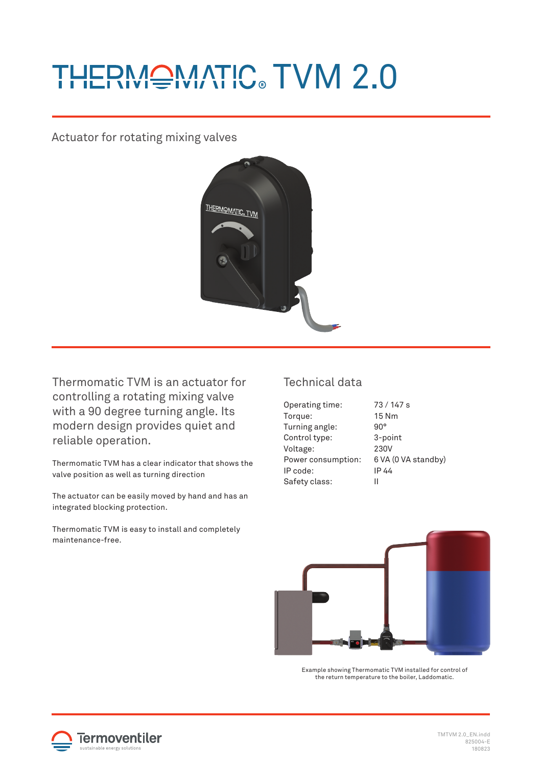# THERMOMATIC® TVM 2.0

Actuator for rotating mixing valves

Thermomatic TVM is an actuator for controlling a rotating mixing valve with a 90 degree turning angle. Its modern design provides quiet and reliable operation.

Thermomatic TVM has a clear indicator that shows the valve position as well as turning direction

The actuator can be easily moved by hand and has an integrated blocking protection.

Thermomatic TVM is easy to install and completely maintenance-free.

## Technical data

| | |
|---|---|
| Operating time: | 73 / 147 s |
| Torque: | 15 Nm |
| Turning angle: | 90° |
| Control type: | 3-point |
| Voltage: | 230V |
| Power consumption: | 6 VA (0 VA standby) |
| IP code: | IP 44 |
| Safety class: | II |

Example showing Thermomatic TVM installed for control of the return temperature to the boiler, Laddomatic.

Termoventiler
sustainable energy solutions

TMTVM 2.0_EN.indd
825004-E
180823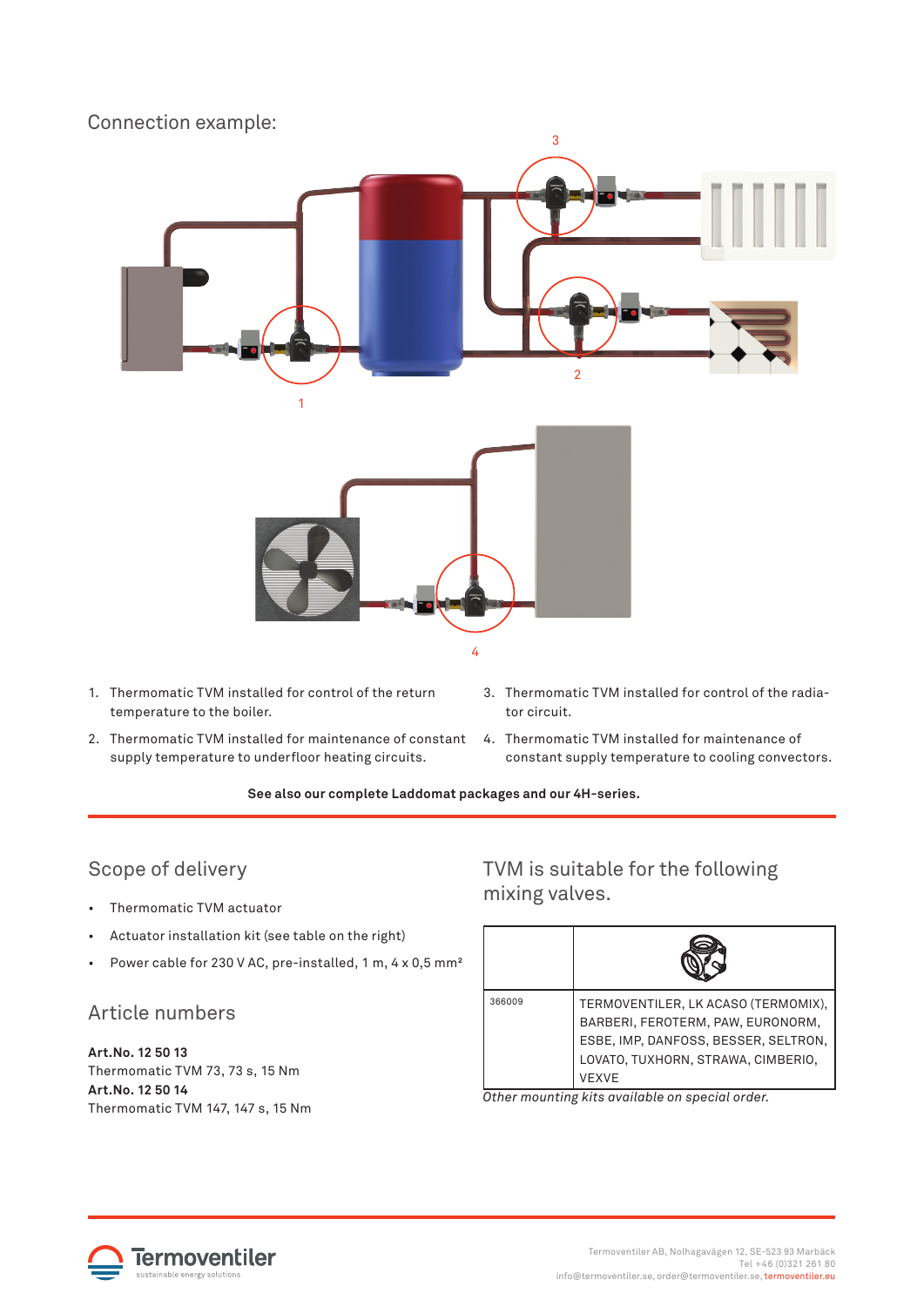Connection example:

3

2

1

4

1. Thermomatic TVM installed for control of the return temperature to the boiler.
2. Thermomatic TVM installed for maintenance of constant supply temperature to underfloor heating circuits.
3. Thermomatic TVM installed for control of the radiator circuit.
4. Thermomatic TVM installed for maintenance of constant supply temperature to cooling convectors.

**See also our complete Laddomat packages and our 4H-series.**

## Scope of delivery

- Thermomatic TVM actuator
- Actuator installation kit (see table on the right)
- Power cable for 230 V AC, pre-installed, 1 m, 4 x 0,5 mm²

## Article numbers

**Art.No. 12 50 13**
Thermomatic TVM 73, 73 s, 15 Nm
**Art.No. 12 50 14**
Thermomatic TVM 147, 147 s, 15 Nm

## TVM is suitable for the following mixing valves.

| | |
|---|---|
| 366009 | TERMOVENTILER, LK ACASO (TERMOMIX), BARBERI, FEROTERM, PAW, EURONORM, ESBE, IMP, DANFOSS, BESSER, SELTRON, LOVATO, TUXHORN, STRAWA, CIMBERIO, VEXVE |

*Other mounting kits available on special order.*

Termoventiler AB, Nolhagavägen 12, SE-523 93 Marbäck
Tel +46 (0)321 261 80
info@termoventiler.se, order@termoventiler.se, termoventiler.eu